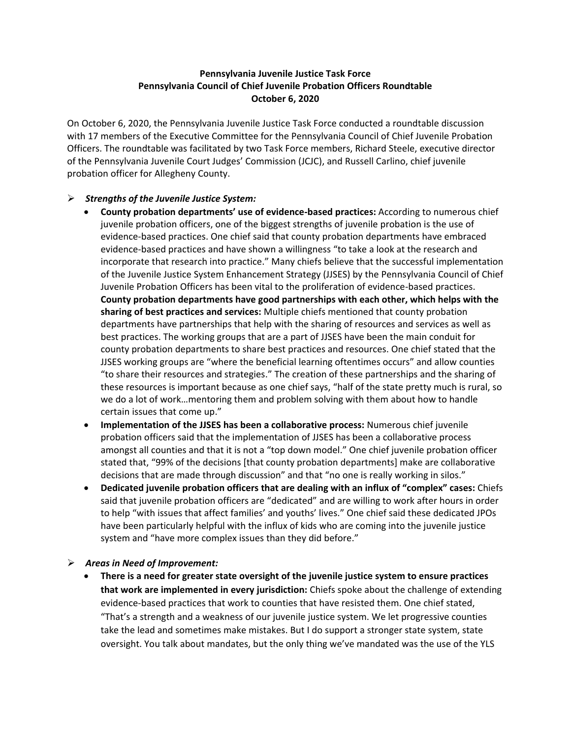**Pennsylvania Juvenile Justice Task Force**
**Pennsylvania Council of Chief Juvenile Probation Officers Roundtable**
**October 6, 2020**

On October 6, 2020, the Pennsylvania Juvenile Justice Task Force conducted a roundtable discussion with 17 members of the Executive Committee for the Pennsylvania Council of Chief Juvenile Probation Officers. The roundtable was facilitated by two Task Force members, Richard Steele, executive director of the Pennsylvania Juvenile Court Judges' Commission (JCJC), and Russell Carlino, chief juvenile probation officer for Allegheny County.

- ***Strengths of the Juvenile Justice System:***
  - **County probation departments' use of evidence-based practices:** According to numerous chief juvenile probation officers, one of the biggest strengths of juvenile probation is the use of evidence-based practices. One chief said that county probation departments have embraced evidence-based practices and have shown a willingness "to take a look at the research and incorporate that research into practice." Many chiefs believe that the successful implementation of the Juvenile Justice System Enhancement Strategy (JJSES) by the Pennsylvania Council of Chief Juvenile Probation Officers has been vital to the proliferation of evidence-based practices. **County probation departments have good partnerships with each other, which helps with the sharing of best practices and services:** Multiple chiefs mentioned that county probation departments have partnerships that help with the sharing of resources and services as well as best practices. The working groups that are a part of JJSES have been the main conduit for county probation departments to share best practices and resources. One chief stated that the JJSES working groups are "where the beneficial learning oftentimes occurs" and allow counties "to share their resources and strategies." The creation of these partnerships and the sharing of these resources is important because as one chief says, "half of the state pretty much is rural, so we do a lot of work…mentoring them and problem solving with them about how to handle certain issues that come up."
  - **Implementation of the JJSES has been a collaborative process:** Numerous chief juvenile probation officers said that the implementation of JJSES has been a collaborative process amongst all counties and that it is not a "top down model." One chief juvenile probation officer stated that, "99% of the decisions [that county probation departments] make are collaborative decisions that are made through discussion" and that "no one is really working in silos."
  - **Dedicated juvenile probation officers that are dealing with an influx of "complex" cases:** Chiefs said that juvenile probation officers are "dedicated" and are willing to work after hours in order to help "with issues that affect families' and youths' lives." One chief said these dedicated JPOs have been particularly helpful with the influx of kids who are coming into the juvenile justice system and "have more complex issues than they did before."

- ***Areas in Need of Improvement:***
  - **There is a need for greater state oversight of the juvenile justice system to ensure practices that work are implemented in every jurisdiction:** Chiefs spoke about the challenge of extending evidence-based practices that work to counties that have resisted them. One chief stated, "That's a strength and a weakness of our juvenile justice system. We let progressive counties take the lead and sometimes make mistakes. But I do support a stronger state system, state oversight. You talk about mandates, but the only thing we've mandated was the use of the YLS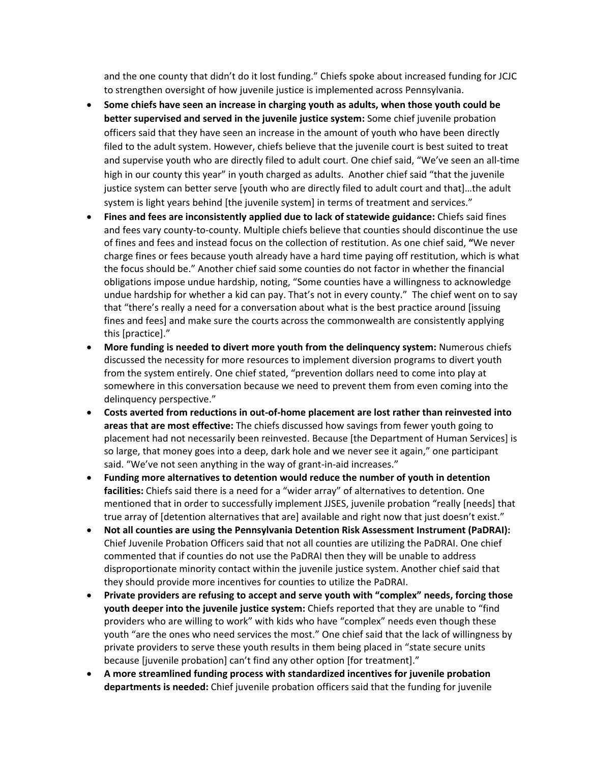and the one county that didn't do it lost funding." Chiefs spoke about increased funding for JCJC to strengthen oversight of how juvenile justice is implemented across Pennsylvania.

- **Some chiefs have seen an increase in charging youth as adults, when those youth could be better supervised and served in the juvenile justice system:** Some chief juvenile probation officers said that they have seen an increase in the amount of youth who have been directly filed to the adult system. However, chiefs believe that the juvenile court is best suited to treat and supervise youth who are directly filed to adult court. One chief said, "We've seen an all-time high in our county this year" in youth charged as adults. Another chief said "that the juvenile justice system can better serve [youth who are directly filed to adult court and that]…the adult system is light years behind [the juvenile system] in terms of treatment and services."
- **Fines and fees are inconsistently applied due to lack of statewide guidance:** Chiefs said fines and fees vary county-to-county. Multiple chiefs believe that counties should discontinue the use of fines and fees and instead focus on the collection of restitution. As one chief said, "We never charge fines or fees because youth already have a hard time paying off restitution, which is what the focus should be." Another chief said some counties do not factor in whether the financial obligations impose undue hardship, noting, "Some counties have a willingness to acknowledge undue hardship for whether a kid can pay. That's not in every county." The chief went on to say that "there's really a need for a conversation about what is the best practice around [issuing fines and fees] and make sure the courts across the commonwealth are consistently applying this [practice]."
- **More funding is needed to divert more youth from the delinquency system:** Numerous chiefs discussed the necessity for more resources to implement diversion programs to divert youth from the system entirely. One chief stated, "prevention dollars need to come into play at somewhere in this conversation because we need to prevent them from even coming into the delinquency perspective."
- **Costs averted from reductions in out-of-home placement are lost rather than reinvested into areas that are most effective:** The chiefs discussed how savings from fewer youth going to placement had not necessarily been reinvested. Because [the Department of Human Services] is so large, that money goes into a deep, dark hole and we never see it again," one participant said. "We've not seen anything in the way of grant-in-aid increases."
- **Funding more alternatives to detention would reduce the number of youth in detention facilities:** Chiefs said there is a need for a "wider array" of alternatives to detention. One mentioned that in order to successfully implement JJSES, juvenile probation "really [needs] that true array of [detention alternatives that are] available and right now that just doesn't exist."
- **Not all counties are using the Pennsylvania Detention Risk Assessment Instrument (PaDRAI):** Chief Juvenile Probation Officers said that not all counties are utilizing the PaDRAI. One chief commented that if counties do not use the PaDRAI then they will be unable to address disproportionate minority contact within the juvenile justice system. Another chief said that they should provide more incentives for counties to utilize the PaDRAI.
- **Private providers are refusing to accept and serve youth with "complex" needs, forcing those youth deeper into the juvenile justice system:** Chiefs reported that they are unable to "find providers who are willing to work" with kids who have "complex" needs even though these youth "are the ones who need services the most." One chief said that the lack of willingness by private providers to serve these youth results in them being placed in "state secure units because [juvenile probation] can't find any other option [for treatment]."
- **A more streamlined funding process with standardized incentives for juvenile probation departments is needed:** Chief juvenile probation officers said that the funding for juvenile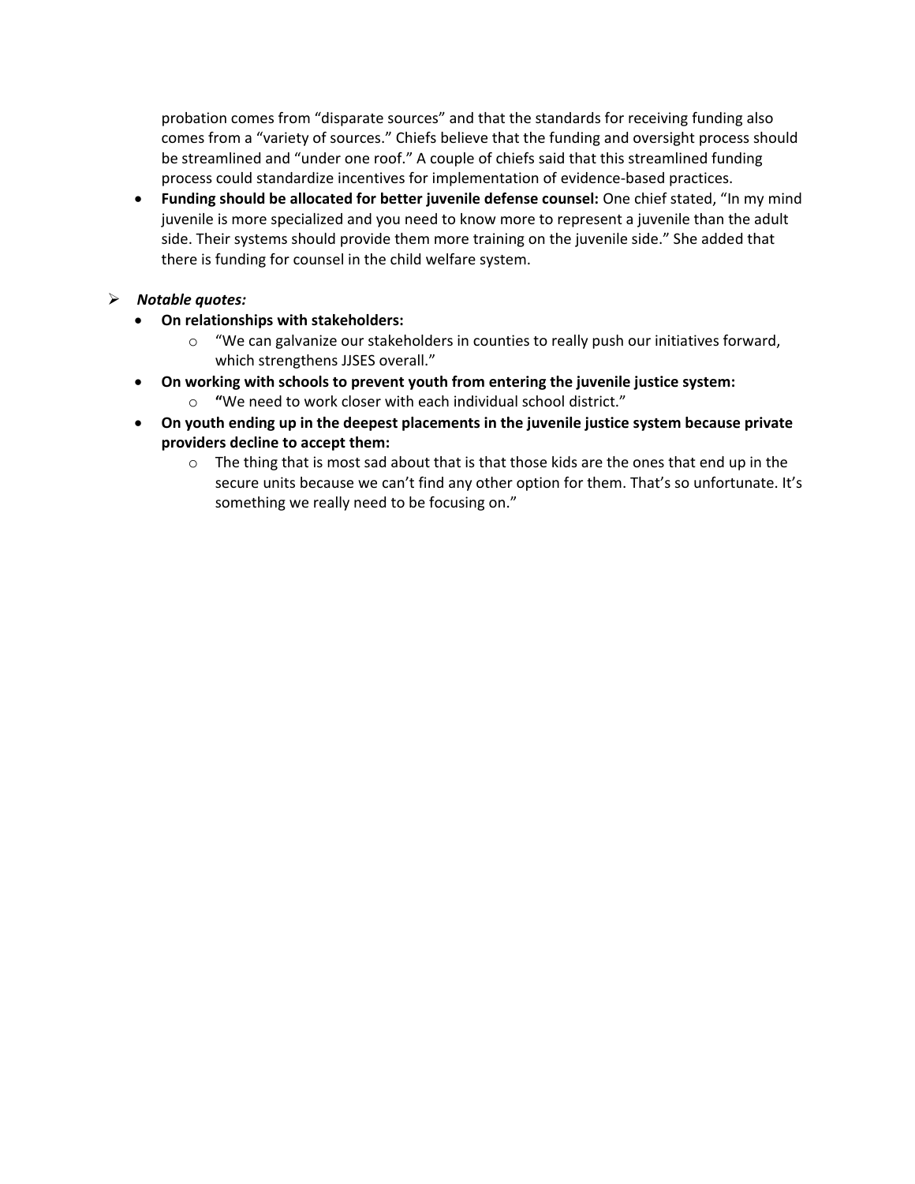probation comes from "disparate sources" and that the standards for receiving funding also comes from a "variety of sources." Chiefs believe that the funding and oversight process should be streamlined and "under one roof." A couple of chiefs said that this streamlined funding process could standardize incentives for implementation of evidence-based practices.

- **Funding should be allocated for better juvenile defense counsel:** One chief stated, "In my mind juvenile is more specialized and you need to know more to represent a juvenile than the adult side. Their systems should provide them more training on the juvenile side." She added that there is funding for counsel in the child welfare system.

- ***Notable quotes:***
  - **On relationships with stakeholders:**
    - "We can galvanize our stakeholders in counties to really push our initiatives forward, which strengthens JJSES overall."
  - **On working with schools to prevent youth from entering the juvenile justice system:**
    - **"**We need to work closer with each individual school district."
  - **On youth ending up in the deepest placements in the juvenile justice system because private providers decline to accept them:**
    - The thing that is most sad about that is that those kids are the ones that end up in the secure units because we can't find any other option for them. That's so unfortunate. It's something we really need to be focusing on."